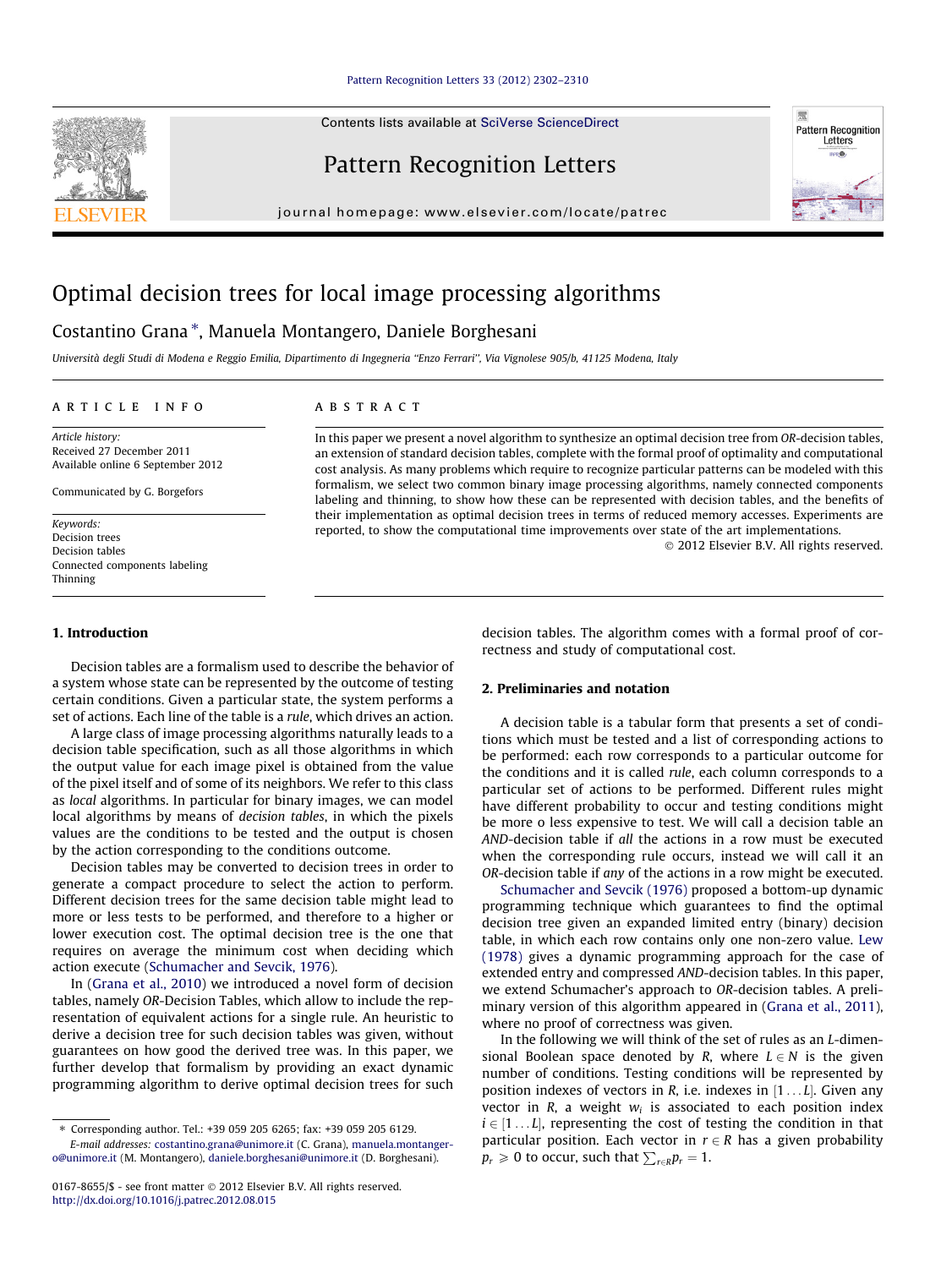Contents lists available at SciVerse ScienceDirect

# Pattern Recognition Letters

journal homepage: www.elsevier.com/locate/patrec

# Optimal decision trees for local image processing algorithms

Costantino Grana *, Manuela Montangero, Daniele Borghesani

*Università degli Studi di Modena e Reggio Emilia, Dipartimento di Ingegneria "Enzo Ferrari", Via Vignolese 905/b, 41125 Modena, Italy*

**ARTICLE INFO**

*Article history:*
Received 27 December 2011
Available online 6 September 2012

Communicated by G. Borgefors

*Keywords:*
Decision trees
Decision tables
Connected components labeling
Thinning

**ABSTRACT**

In this paper we present a novel algorithm to synthesize an optimal decision tree from *OR*-decision tables, an extension of standard decision tables, complete with the formal proof of optimality and computational cost analysis. As many problems which require to recognize particular patterns can be modeled with this formalism, we select two common binary image processing algorithms, namely connected components labeling and thinning, to show how these can be represented with decision tables, and the benefits of their implementation as optimal decision trees in terms of reduced memory accesses. Experiments are reported, to show the computational time improvements over state of the art implementations.

© 2012 Elsevier B.V. All rights reserved.

## 1. Introduction

Decision tables are a formalism used to describe the behavior of a system whose state can be represented by the outcome of testing certain conditions. Given a particular state, the system performs a set of actions. Each line of the table is a *rule*, which drives an action.

A large class of image processing algorithms naturally leads to a decision table specification, such as all those algorithms in which the output value for each image pixel is obtained from the value of the pixel itself and of some of its neighbors. We refer to this class as *local* algorithms. In particular for binary images, we can model local algorithms by means of *decision tables*, in which the pixels values are the conditions to be tested and the output is chosen by the action corresponding to the conditions outcome.

Decision tables may be converted to decision trees in order to generate a compact procedure to select the action to perform. Different decision trees for the same decision table might lead to more or less tests to be performed, and therefore to a higher or lower execution cost. The optimal decision tree is the one that requires on average the minimum cost when deciding which action execute (Schumacher and Sevcik, 1976).

In (Grana et al., 2010) we introduced a novel form of decision tables, namely *OR*-Decision Tables, which allow to include the representation of equivalent actions for a single rule. An heuristic to derive a decision tree for such decision tables was given, without guarantees on how good the derived tree was. In this paper, we further develop that formalism by providing an exact dynamic programming algorithm to derive optimal decision trees for such decision tables. The algorithm comes with a formal proof of correctness and study of computational cost.

## 2. Preliminaries and notation

A decision table is a tabular form that presents a set of conditions which must be tested and a list of corresponding actions to be performed: each row corresponds to a particular outcome for the conditions and it is called *rule*, each column corresponds to a particular set of actions to be performed. Different rules might have different probability to occur and testing conditions might be more o less expensive to test. We will call a decision table an *AND*-decision table if *all* the actions in a row must be executed when the corresponding rule occurs, instead we will call it an *OR*-decision table if *any* of the actions in a row might be executed.

Schumacher and Sevcik (1976) proposed a bottom-up dynamic programming technique which guarantees to find the optimal decision tree given an expanded limited entry (binary) decision table, in which each row contains only one non-zero value. Lew (1978) gives a dynamic programming approach for the case of extended entry and compressed *AND*-decision tables. In this paper, we extend Schumacher's approach to *OR*-decision tables. A preliminary version of this algorithm appeared in (Grana et al., 2011), where no proof of correctness was given.

In the following we will think of the set of rules as an $L$-dimensional Boolean space denoted by $R$, where $L \in N$ is the given number of conditions. Testing conditions will be represented by position indexes of vectors in $R$, i.e. indexes in $[1 \dots L]$. Given any vector in $R$, a weight $w_i$ is associated to each position index $i \in [1 \dots L]$, representing the cost of testing the condition in that particular position. Each vector in $r \in R$ has a given probability $p_r \geqslant 0$ to occur, such that $\sum_{r \in R} p_r = 1$.

* Corresponding author. Tel.: +39 059 205 6265; fax: +39 059 205 6129.
*E-mail addresses:* costantino.grana@unimore.it (C. Grana), manuela.montangero@unimore.it (M. Montangero), daniele.borghesani@unimore.it (D. Borghesani).

0167-8655/$ - see front matter © 2012 Elsevier B.V. All rights reserved.
http://dx.doi.org/10.1016/j.patrec.2012.08.015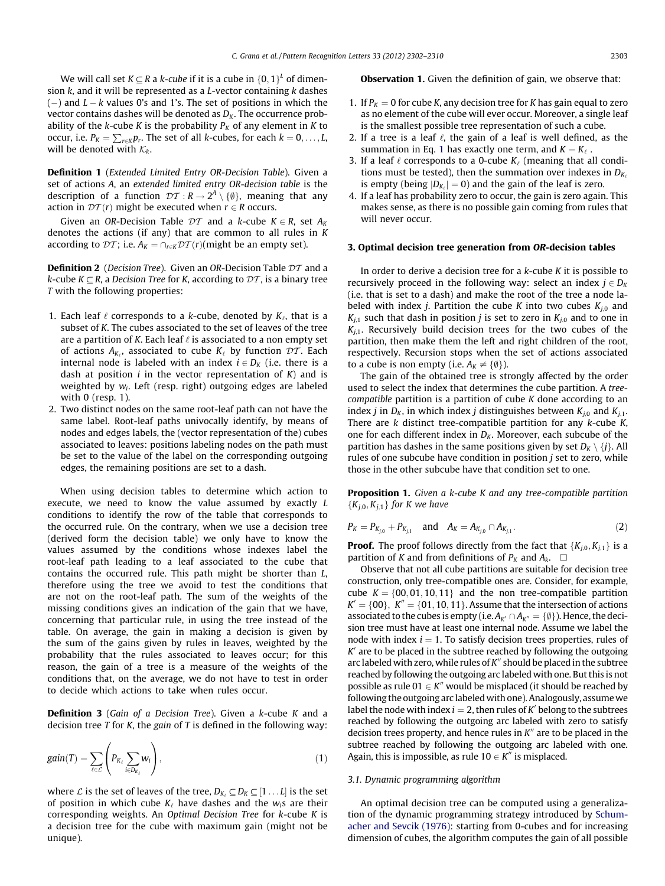We will call set $K \subseteq R$ a *k-cube* if it is a cube in $\{0,1\}^L$ of dimension $k$, and it will be represented as a $L$-vector containing $k$ dashes $(-)$ and $L-k$ values 0's and 1's. The set of positions in which the vector contains dashes will be denoted as $D_K$. The occurrence probability of the $k$-cube $K$ is the probability $P_K$ of any element in $K$ to occur, i.e. $P_K = \sum_{r \in K} p_r$. The set of all $k$-cubes, for each $k = 0, \ldots, L$, will be denoted with $\mathcal{K}_k$.

**Definition 1** (*Extended Limited Entry OR-Decision Table*). Given a set of actions $A$, an *extended limited entry OR-decision table* is the description of a function $\mathcal{DT} : R \to 2^A \setminus \{\emptyset\}$, meaning that any action in $\mathcal{DT}(r)$ might be executed when $r \in R$ occurs.

Given an *OR*-Decision Table $\mathcal{DT}$ and a $k$-cube $K \in R$, set $A_K$ denotes the actions (if any) that are common to all rules in $K$ according to $\mathcal{DT}$; i.e. $A_K = \cap_{r \in K} \mathcal{DT}(r)$(might be an empty set).

**Definition 2** (*Decision Tree*). Given an *OR*-Decision Table $\mathcal{DT}$ and a $k$-cube $K \subseteq R$, a *Decision Tree* for $K$, according to $\mathcal{DT}$, is a binary tree $T$ with the following properties:

1. Each leaf $\ell$ corresponds to a $k$-cube, denoted by $K_\ell$, that is a subset of $K$. The cubes associated to the set of leaves of the tree are a partition of $K$. Each leaf $\ell$ is associated to a non empty set of actions $A_{K_\ell}$, associated to cube $K_\ell$ by function $\mathcal{DT}$. Each internal node is labeled with an index $i \in D_K$ (i.e. there is a dash at position $i$ in the vector representation of $K$) and is weighted by $w_i$. Left (resp. right) outgoing edges are labeled with 0 (resp. 1).
2. Two distinct nodes on the same root-leaf path can not have the same label. Root-leaf paths univocally identify, by means of nodes and edges labels, the (vector representation of the) cubes associated to leaves: positions labeling nodes on the path must be set to the value of the label on the corresponding outgoing edges, the remaining positions are set to a dash.

When using decision tables to determine which action to execute, we need to know the value assumed by exactly $L$ conditions to identify the row of the table that corresponds to the occurred rule. On the contrary, when we use a decision tree (derived form the decision table) we only have to know the values assumed by the conditions whose indexes label the root-leaf path leading to a leaf associated to the cube that contains the occurred rule. This path might be shorter than $L$, therefore using the tree we avoid to test the conditions that are not on the root-leaf path. The sum of the weights of the missing conditions gives an indication of the gain that we have, concerning that particular rule, in using the tree instead of the table. On average, the gain in making a decision is given by the sum of the gains given by rules in leaves, weighted by the probability that the rules associated to leaves occur; for this reason, the gain of a tree is a measure of the weights of the conditions that, on the average, we do not have to test in order to decide which actions to take when rules occur.

**Definition 3** (*Gain of a Decision Tree*). Given a $k$-cube $K$ and a decision tree $T$ for $K$, the *gain* of $T$ is defined in the following way:

$$gain(T) = \sum_{\ell \in \mathcal{L}} \left( P_{K_\ell} \sum_{i \in D_{K_\ell}} w_i \right), \tag{1}$$

where $\mathcal{L}$ is the set of leaves of the tree, $D_{K_\ell} \subseteq D_K \subseteq [1 \ldots L]$ is the set of position in which cube $K_\ell$ have dashes and the $w_i$s are their corresponding weights. An *Optimal Decision Tree* for $k$-cube $K$ is a decision tree for the cube with maximum gain (might not be unique).

**Observation 1.** Given the definition of gain, we observe that:

1. If $P_K = 0$ for cube $K$, any decision tree for $K$ has gain equal to zero as no element of the cube will ever occur. Moreover, a single leaf is the smallest possible tree representation of such a cube.
2. If a tree is a leaf $\ell$, the gain of a leaf is well defined, as the summation in Eq. 1 has exactly one term, and $K = K_\ell$ .
3. If a leaf $\ell$ corresponds to a 0-cube $K_\ell$ (meaning that all conditions must be tested), then the summation over indexes in $D_{K_\ell}$ is empty (being $|D_{K_\ell}| = 0$) and the gain of the leaf is zero.
4. If a leaf has probability zero to occur, the gain is zero again. This makes sense, as there is no possible gain coming from rules that will never occur.

## 3. Optimal decision tree generation from *OR*-decision tables

In order to derive a decision tree for a $k$-cube $K$ it is possible to recursively proceed in the following way: select an index $j \in D_K$ (i.e. that is set to a dash) and make the root of the tree a node labeled with index $j$. Partition the cube $K$ into two cubes $K_{j,0}$ and $K_{j,1}$ such that dash in position $j$ is set to zero in $K_{j,0}$ and to one in $K_{j,1}$. Recursively build decision trees for the two cubes of the partition, then make them the left and right children of the root, respectively. Recursion stops when the set of actions associated to a cube is non empty (i.e. $A_K \neq \{\emptyset\}$).

The gain of the obtained tree is strongly affected by the order used to select the index that determines the cube partition. A *tree-compatible* partition is a partition of cube $K$ done according to an index $j$ in $D_K$, in which index $j$ distinguishes between $K_{j,0}$ and $K_{j,1}$. There are $k$ distinct tree-compatible partition for any $k$-cube $K$, one for each different index in $D_K$. Moreover, each subcube of the partition has dashes in the same positions given by set $D_K \setminus \{j\}$. All rules of one subcube have condition in position $j$ set to zero, while those in the other subcube have that condition set to one.

**Proposition 1.** *Given a k-cube K and any tree-compatible partition* $\{K_{j,0}, K_{j,1}\}$ *for K we have*

$$P_K = P_{K_{j,0}} + P_{K_{j,1}} \quad \text{and} \quad A_K = A_{K_{j,0}} \cap A_{K_{j,1}}. \tag{2}$$

**Proof.** The proof follows directly from the fact that $\{K_{j,0}, K_{j,1}\}$ is a partition of $K$ and from definitions of $P_K$ and $A_K$. $\square$

Observe that not all cube partitions are suitable for decision tree construction, only tree-compatible ones are. Consider, for example, cube $K = \{00, 01, 10, 11\}$ and the non tree-compatible partition $K' = \{00\}$, $K'' = \{01, 10, 11\}$. Assume that the intersection of actions associated to the cubes is empty (i.e. $A_{K'} \cap A_{K''} = \{\emptyset\}$). Hence, the decision tree must have at least one internal node. Assume we label the node with index $i = 1$. To satisfy decision trees properties, rules of $K'$ are to be placed in the subtree reached by following the outgoing arc labeled with zero, while rules of $K''$ should be placed in the subtree reached by following the outgoing arc labeled with one. But this is not possible as rule $01 \in K''$ would be misplaced (it should be reached by following the outgoing arc labeled with one). Analogously, assume we label the node with index $i = 2$, then rules of $K'$ belong to the subtrees reached by following the outgoing arc labeled with zero to satisfy decision trees property, and hence rules in $K''$ are to be placed in the subtree reached by following the outgoing arc labeled with one. Again, this is impossible, as rule $10 \in K''$ is misplaced.

### 3.1. Dynamic programming algorithm

An optimal decision tree can be computed using a generalization of the dynamic programming strategy introduced by Schumacher and Sevcik (1976): starting from 0-cubes and for increasing dimension of cubes, the algorithm computes the gain of all possible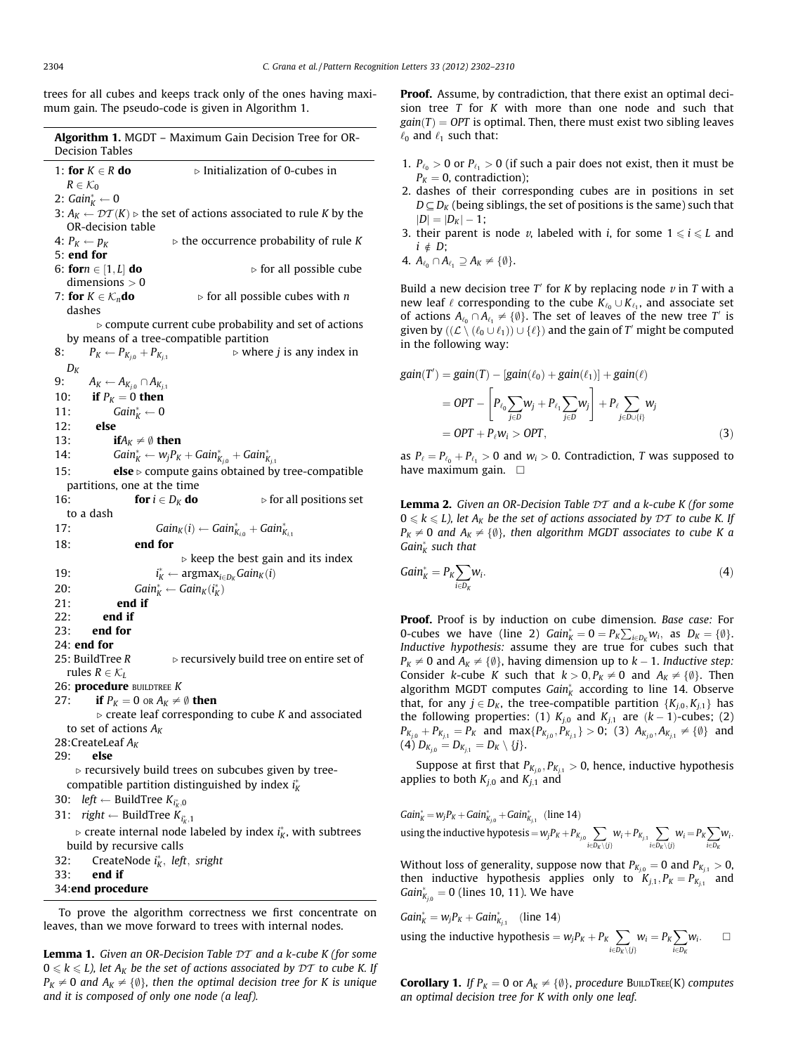trees for all cubes and keeps track only of the ones having maximum gain. The pseudo-code is given in Algorithm 1.

**Algorithm 1.** MGDT – Maximum Gain Decision Tree for OR-Decision Tables

```
1: for K ∈ R do                          ▷ Initialization of 0-cubes in R ∈ 𝒦_0
2:   Gain*_K ← 0
3:   A_K ← 𝒟𝒯(K) ▷ the set of actions associated to rule K by the OR-decision table
4:   P_K ← p_K                           ▷ the occurrence probability of rule K
5: end for
6: for n ∈ [1, L] do                     ▷ for all possible cube dimensions > 0
7:   for K ∈ 𝒦_n do                      ▷ for all possible cubes with n dashes
         ▷ compute current cube probability and set of actions by means of a tree-compatible partition
8:     P_K ← P_{K_{j,0}} + P_{K_{j,1}}   ▷ where j is any index in D_K
9:     A_K ← A_{K_{j,0}} ∩ A_{K_{j,1}}
10:    if P_K = 0 then
11:      Gain*_K ← 0
12:    else
13:      if A_K ≠ ∅ then
14:        Gain*_K ← w_j P_K + Gain*_{K_{j,0}} + Gain*_{K_{j,1}}
15:      else ▷ compute gains obtained by tree-compatible partitions, one at the time
16:        for i ∈ D_K do                ▷ for all positions set to a dash
17:          Gain_K(i) ← Gain*_{K_{i,0}} + Gain*_{K_{i,1}}
18:        end for
             ▷ keep the best gain and its index
19:        i*_K ← argmax_{i∈D_K} Gain_K(i)
20:        Gain*_K ← Gain_K(i*_K)
21:      end if
22:    end if
23:  end for
24: end for
25: BuildTree R          ▷ recursively build tree on entire set of rules R ∈ 𝒦_L
26: procedure BUILDTREE K
27:   if P_K = 0 OR A_K ≠ ∅ then
        ▷ create leaf corresponding to cube K and associated to set of actions A_K
28:     CreateLeaf A_K
29:   else
        ▷ recursively build trees on subcubes given by tree-compatible partition distinguished by index i*_K
30:     left ← BuildTree K_{i*_K,0}
31:     right ← BuildTree K_{i*_K,1}
        ▷ create internal node labeled by index i*_K, with subtrees build by recursive calls
32:     CreateNode i*_K, left, sright
33:   end if
34: end procedure
```

To prove the algorithm correctness we first concentrate on leaves, than we move forward to trees with internal nodes.

**Lemma 1.** *Given an OR-Decision Table $\mathcal{DT}$ and a k-cube K (for some $0 \leqslant k \leqslant L$), let $A_K$ be the set of actions associated by $\mathcal{DT}$ to cube K. If $P_K \neq 0$ and $A_K \neq \{\emptyset\}$, then the optimal decision tree for K is unique and it is composed of only one node (a leaf).*

**Proof.** Assume, by contradiction, that there exist an optimal decision tree $T$ for $K$ with more than one node and such that $gain(T) = OPT$ is optimal. Then, there must exist two sibling leaves $\ell_0$ and $\ell_1$ such that:

1. $P_{\ell_0} > 0$ or $P_{\ell_1} > 0$ (if such a pair does not exist, then it must be $P_K = 0$, contradiction);
2. dashes of their corresponding cubes are in positions in set $D \subseteq D_K$ (being siblings, the set of positions is the same) such that $|D| = |D_K| - 1$;
3. their parent is node $v$, labeled with $i$, for some $1 \leqslant i \leqslant L$ and $i \notin D$;
4. $A_{\ell_0} \cap A_{\ell_1} \supseteq A_K \neq \{\emptyset\}$.

Build a new decision tree $T'$ for $K$ by replacing node $v$ in $T$ with a new leaf $\ell$ corresponding to the cube $K_{\ell_0} \cup K_{\ell_1}$, and associate set of actions $A_{\ell_0} \cap A_{\ell_1} \neq \{\emptyset\}$. The set of leaves of the new tree $T'$ is given by $((\mathcal{L} \setminus (\ell_0 \cup \ell_1)) \cup \{\ell\})$ and the gain of $T'$ might be computed in the following way:

$$
\begin{aligned}
gain(T') &= gain(T) - [gain(\ell_0) + gain(\ell_1)] + gain(\ell) \\
&= OPT - \left[P_{\ell_0}\sum_{j\in D} w_j + P_{\ell_1}\sum_{j\in D} w_j\right] + P_\ell \sum_{j\in D\cup\{i\}} w_j \\
&= OPT + P_\ell w_i > OPT,
\end{aligned} \tag{3}
$$

as $P_\ell = P_{\ell_0} + P_{\ell_1} > 0$ and $w_i > 0$. Contradiction, $T$ was supposed to have maximum gain. $\square$

**Lemma 2.** *Given an OR-Decision Table $\mathcal{DT}$ and a k-cube K (for some $0 \leqslant k \leqslant L$), let $A_K$ be the set of actions associated by $\mathcal{DT}$ to cube K. If $P_K \neq 0$ and $A_K \neq \{\emptyset\}$, then algorithm MGDT associates to cube K a $Gain^*_K$ such that*

$$
Gain^*_K = P_K \sum_{i\in D_K} w_i. \tag{4}
$$

**Proof.** Proof is by induction on cube dimension. *Base case:* For 0-cubes we have (line 2) $Gain^*_K = 0 = P_K \sum_{i\in D_K} w_i$, as $D_K = \{\emptyset\}$. *Inductive hypothesis:* assume they are true for cubes such that $P_K \neq 0$ and $A_K \neq \{\emptyset\}$, having dimension up to $k-1$. *Inductive step:* Consider $k$-cube $K$ such that $k > 0, P_K \neq 0$ and $A_K \neq \{\emptyset\}$. Then algorithm MGDT computes $Gain^*_K$ according to line 14. Observe that, for any $j \in D_K$, the tree-compatible partition $\{K_{j,0}, K_{j,1}\}$ has the following properties: (1) $K_{j,0}$ and $K_{j,1}$ are $(k-1)$-cubes; (2) $P_{K_{j,0}} + P_{K_{j,1}} = P_K$ and $\max\{P_{K_{j,0}}, P_{K_{j,1}}\} > 0$; (3) $A_{K_{j,0}}, A_{K_{j,1}} \neq \{\emptyset\}$ and (4) $D_{K_{j,0}} = D_{K_{j,1}} = D_K \setminus \{j\}$.

Suppose at first that $P_{K_{j,0}}, P_{K_{j,1}} > 0$, hence, inductive hypothesis applies to both $K_{j,0}$ and $K_{j,1}$ and

$$
Gain^*_K = w_j P_K + Gain^*_{K_{j,0}} + Gain^*_{K_{j,1}} \quad \text{(line 14)}
$$

$$
\text{using the inductive hypotesis} = w_j P_K + P_{K_{j,0}} \sum_{i\in D_K\setminus\{j\}} w_i + P_{K_{j,1}} \sum_{i\in D_K\setminus\{j\}} w_i = P_K \sum_{i\in D_K} w_i.
$$

Without loss of generality, suppose now that $P_{K_{j,0}} = 0$ and $P_{K_{j,1}} > 0$, then inductive hypothesis applies only to $K_{j,1}, P_K = P_{K_{j,1}}$ and $Gain^*_{K_{j,0}} = 0$ (lines 10, 11). We have

$$
Gain^*_K = w_j P_K + Gain^*_{K_{j,1}} \quad \text{(line 14)}
$$

$$
\text{using the inductive hypothesis} = w_j P_K + P_K \sum_{i\in D_K\setminus\{j\}} w_i = P_K \sum_{i\in D_K} w_i. \qquad \square
$$

**Corollary 1.** *If $P_K = 0$ or $A_K \neq \{\emptyset\}$, procedure* BuildTree(K) *computes an optimal decision tree for K with only one leaf.*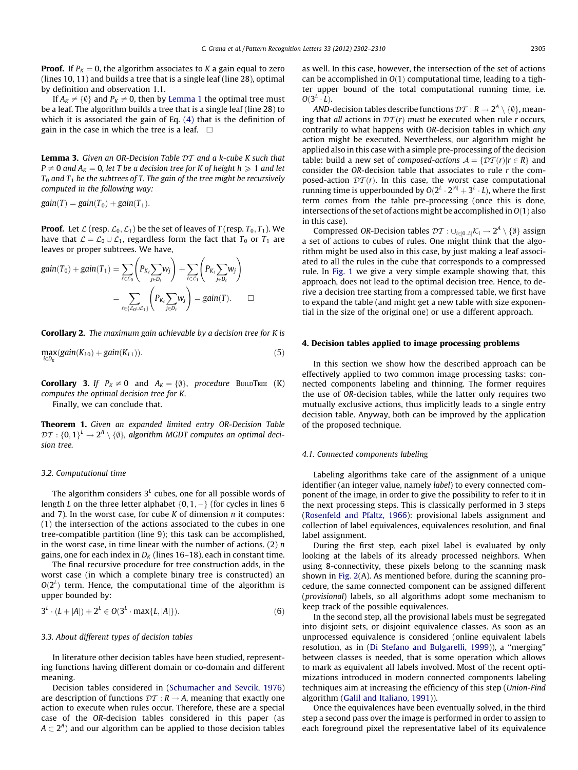**Proof.** If $P_K = 0$, the algorithm associates to $K$ a gain equal to zero (lines 10, 11) and builds a tree that is a single leaf (line 28), optimal by definition and observation 1.1.

If $A_K \neq \{\emptyset\}$ and $P_K \neq 0$, then by Lemma 1 the optimal tree must be a leaf. The algorithm builds a tree that is a single leaf (line 28) to which it is associated the gain of Eq. (4) that is the definition of gain in the case in which the tree is a leaf. $\square$

**Lemma 3.** *Given an OR-Decision Table $\mathcal{DT}$ and a k-cube $K$ such that $P \neq 0$ and $A_K = 0$, let $T$ be a decision tree for $K$ of height $h \geqslant 1$ and let $T_0$ and $T_1$ be the subtrees of $T$. The gain of the tree might be recursively computed in the following way:*

$$gain(T) = gain(T_0) + gain(T_1).$$

**Proof.** Let $\mathcal{L}$ (resp. $\mathcal{L}_0, \mathcal{L}_1$) be the set of leaves of $T$ (resp. $T_0, T_1$). We have that $\mathcal{L} = \mathcal{L}_0 \cup \mathcal{L}_1$, regardless form the fact that $T_0$ or $T_1$ are leaves or proper subtrees. We have,

$$gain(T_0) + gain(T_1) = \sum_{\ell \in \mathcal{L}_0} \left( P_{K_\ell} \sum_{j \in D_\ell} w_j \right) + \sum_{\ell \in \mathcal{L}_1} \left( P_{K_\ell} \sum_{j \in D_\ell} w_j \right)$$
$$= \sum_{\ell \in \{\mathcal{L}_0 \cup \mathcal{L}_1\}} \left( P_{K_\ell} \sum_{j \in D_\ell} w_j \right) = gain(T). \quad \square$$

**Corollary 2.** *The maximum gain achievable by a decision tree for K is*

$$\max_{i \in D_K}(gain(K_{i,0}) + gain(K_{i,1})). \tag{5}$$

**Corollary 3.** *If $P_K \neq 0$ and $A_K = \{\emptyset\}$, procedure* BuildTree (K) *computes the optimal decision tree for K.*

Finally, we can conclude that.

**Theorem 1.** *Given an expanded limited entry OR-Decision Table $\mathcal{DT} : \{0,1\}^L \rightarrow 2^A \setminus \{\emptyset\}$, algorithm MGDT computes an optimal decision tree.*

### 3.2. Computational time

The algorithm considers $3^L$ cubes, one for all possible words of length $L$ on the three letter alphabet $\{0, 1, -\}$ (for cycles in lines 6 and 7). In the worst case, for cube $K$ of dimension $n$ it computes: (1) the intersection of the actions associated to the cubes in one tree-compatible partition (line 9); this task can be accomplished, in the worst case, in time linear with the number of actions. (2) $n$ gains, one for each index in $D_K$ (lines 16–18), each in constant time.

The final recursive procedure for tree construction adds, in the worst case (in which a complete binary tree is constructed) an $O(2^L)$ term. Hence, the computational time of the algorithm is upper bounded by:

$$3^L \cdot (L + |A|) + 2^L \in O(3^L \cdot \max\{L, |A|\}). \tag{6}$$

### 3.3. About different types of decision tables

In literature other decision tables have been studied, representing functions having different domain or co-domain and different meaning.

Decision tables considered in (Schumacher and Sevcik, 1976) are description of functions $\mathcal{DT} : R \rightarrow A$, meaning that exactly one action to execute when rules occur. Therefore, these are a special case of the *OR*-decision tables considered in this paper (as $A \subset 2^A$) and our algorithm can be applied to those decision tables as well. In this case, however, the intersection of the set of actions can be accomplished in $O(1)$ computational time, leading to a tighter upper bound of the total computational running time, i.e. $O(3^L \cdot L)$.

*AND*-decision tables describe functions $\mathcal{DT} : R \rightarrow 2^A \setminus \{\emptyset\}$, meaning that *all* actions in $\mathcal{DT}(r)$ *must* be executed when rule $r$ occurs, contrarily to what happens with *OR*-decision tables in which *any* action might be executed. Nevertheless, our algorithm might be applied also in this case with a simple pre-processing of the decision table: build a new set of *composed-actions* $\mathcal{A} = \{\mathcal{DT}(r) | r \in R\}$ and consider the *OR*-decision table that associates to rule $r$ the composed-action $\mathcal{DT}(r)$. In this case, the worst case computational running time is upperbounded by $O(2^L \cdot 2^{|A|} + 3^L \cdot L)$, where the first term comes from the table pre-processing (once this is done, intersections of the set of actions might be accomplished in $O(1)$ also in this case).

Compressed *OR*-Decision tables $\mathcal{DT} : \cup_{i \in [0..L]} \mathcal{K}_i \rightarrow 2^A \setminus \{\emptyset\}$ assign a set of actions to cubes of rules. One might think that the algorithm might be used also in this case, by just making a leaf associated to all the rules in the cube that corresponds to a compressed rule. In Fig. 1 we give a very simple example showing that, this approach, does not lead to the optimal decision tree. Hence, to derive a decision tree starting from a compressed table, we first have to expand the table (and might get a new table with size exponential in the size of the original one) or use a different approach.

## 4. Decision tables applied to image processing problems

In this section we show how the described approach can be effectively applied to two common image processing tasks: connected components labeling and thinning. The former requires the use of *OR*-decision tables, while the latter only requires two mutually exclusive actions, thus implicitly leads to a single entry decision table. Anyway, both can be improved by the application of the proposed technique.

### 4.1. Connected components labeling

Labeling algorithms take care of the assignment of a unique identifier (an integer value, namely *label*) to every connected component of the image, in order to give the possibility to refer to it in the next processing steps. This is classically performed in 3 steps (Rosenfeld and Pfaltz, 1966): provisional labels assignment and collection of label equivalences, equivalences resolution, and final label assignment.

During the first step, each pixel label is evaluated by only looking at the labels of its already processed neighbors. When using 8-connectivity, these pixels belong to the scanning mask shown in Fig. 2(A). As mentioned before, during the scanning procedure, the same connected component can be assigned different (*provisional*) labels, so all algorithms adopt some mechanism to keep track of the possible equivalences.

In the second step, all the provisional labels must be segregated into disjoint sets, or disjoint equivalence classes. As soon as an unprocessed equivalence is considered (online equivalent labels resolution, as in (Di Stefano and Bulgarelli, 1999)), a "merging" between classes is needed, that is some operation which allows to mark as equivalent all labels involved. Most of the recent optimizations introduced in modern connected components labeling techniques aim at increasing the efficiency of this step (*Union-Find* algorithm (Galil and Italiano, 1991)).

Once the equivalences have been eventually solved, in the third step a second pass over the image is performed in order to assign to each foreground pixel the representative label of its equivalence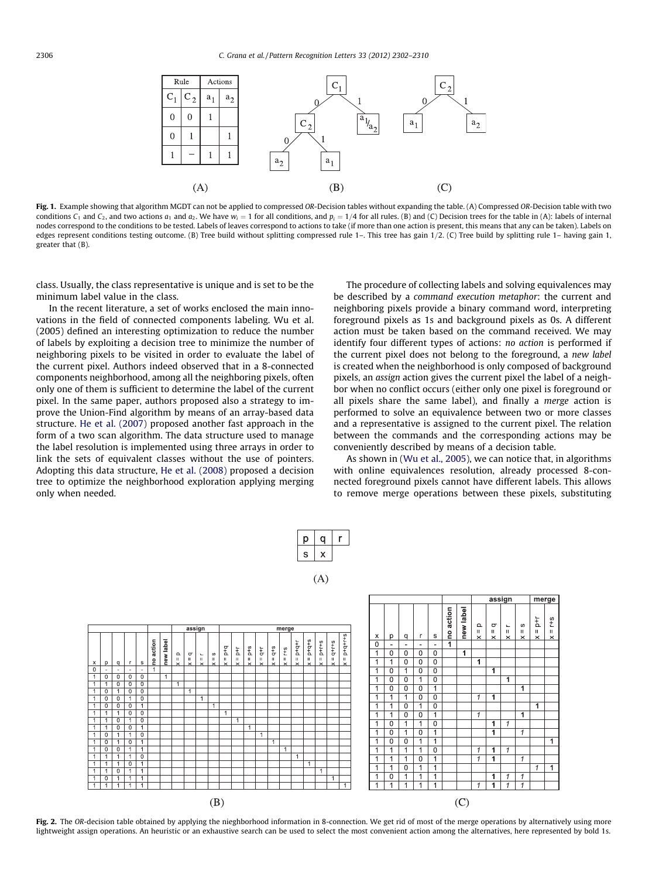| Rule | | Actions | |
|---|---|---|---|
| $C_1$ | $C_2$ | $a_1$ | $a_2$ |
| 0 | 0 | 1 | |
| 0 | 1 | | 1 |
| 1 | – | 1 | 1 |

(A)

(B)

(C)

**Fig. 1.** Example showing that algorithm MGDT can not be applied to compressed *OR*-Decision tables without expanding the table. (A) Compressed *OR*-Decision table with two conditions $C_1$ and $C_2$, and two actions $a_1$ and $a_2$. We have $w_i = 1$ for all conditions, and $p_i = 1/4$ for all rules. (B) and (C) Decision trees for the table in (A): labels of internal nodes correspond to the conditions to be tested. Labels of leaves correspond to actions to take (if more than one action is present, this means that any can be taken). Labels on edges represent conditions testing outcome. (B) Tree build without splitting compressed rule 1–. This tree has gain 1/2. (C) Tree build by splitting rule 1– having gain 1, greater that (B).

class. Usually, the class representative is unique and is set to be the minimum label value in the class.

In the recent literature, a set of works enclosed the main innovations in the field of connected components labeling. Wu et al. (2005) defined an interesting optimization to reduce the number of labels by exploiting a decision tree to minimize the number of neighboring pixels to be visited in order to evaluate the label of the current pixel. Authors indeed observed that in a 8-connected components neighborhood, among all the neighboring pixels, often only one of them is sufficient to determine the label of the current pixel. In the same paper, authors proposed also a strategy to improve the Union-Find algorithm by means of an array-based data structure. He et al. (2007) proposed another fast approach in the form of a two scan algorithm. The data structure used to manage the label resolution is implemented using three arrays in order to link the sets of equivalent classes without the use of pointers. Adopting this data structure, He et al. (2008) proposed a decision tree to optimize the neighborhood exploration applying merging only when needed.

The procedure of collecting labels and solving equivalences may be described by a *command execution metaphor*: the current and neighboring pixels provide a binary command word, interpreting foreground pixels as 1s and background pixels as 0s. A different action must be taken based on the command received. We may identify four different types of actions: *no action* is performed if the current pixel does not belong to the foreground, a *new label* is created when the neighborhood is only composed of background pixels, an *assign* action gives the current pixel the label of a neighbor when no conflict occurs (either only one pixel is foreground or all pixels share the same label), and finally a *merge* action is performed to solve an equivalence between two or more classes and a representative is assigned to the current pixel. The relation between the commands and the corresponding actions may be conveniently described by means of a decision table.

As shown in (Wu et al., 2005), we can notice that, in algorithms with online equivalences resolution, already processed 8-connected foreground pixels cannot have different labels. This allows to remove merge operations between these pixels, substituting

| | | |
|---|---|---|
| p | q | r |
| s | x | |

(A)

| | | | | | | | assign | | | | merge | | | | | | | | | | |
|---|---|---|---|---|---|---|---|---|---|---|---|---|---|---|---|---|---|---|---|---|---|
| x | p | q | r | s | no action | new label | x = p | x = q | x = r | x = s | x = p+q | x = p+r | x = p+s | x = q+r | x = q+s | x = r+s | x = p+q+r | x = p+q+s | x = p+r+s | x = q+r+s | x = p+q+r+s |
| 0 | - | - | - | - | 1 | | | | | | | | | | | | | | | | |
| 1 | 0 | 0 | 0 | 0 | | 1 | | | | | | | | | | | | | | | |
| 1 | 1 | 0 | 0 | 0 | | | 1 | | | | | | | | | | | | | | |
| 1 | 0 | 1 | 0 | 0 | | | | 1 | | | | | | | | | | | | | |
| 1 | 0 | 0 | 1 | 0 | | | | | 1 | | | | | | | | | | | | |
| 1 | 0 | 0 | 0 | 1 | | | | | | 1 | | | | | | | | | | | |
| 1 | 1 | 1 | 0 | 0 | | | | | | | 1 | | | | | | | | | | |
| 1 | 1 | 0 | 1 | 0 | | | | | | | | 1 | | | | | | | | | |
| 1 | 1 | 0 | 0 | 1 | | | | | | | | | 1 | | | | | | | | |
| 1 | 0 | 1 | 1 | 0 | | | | | | | | | | 1 | | | | | | | |
| 1 | 0 | 1 | 0 | 1 | | | | | | | | | | | 1 | | | | | | |
| 1 | 0 | 0 | 1 | 1 | | | | | | | | | | | | 1 | | | | | |
| 1 | 1 | 1 | 1 | 0 | | | | | | | | | | | | | 1 | | | | |
| 1 | 1 | 1 | 0 | 1 | | | | | | | | | | | | | | 1 | | | |
| 1 | 1 | 0 | 1 | 1 | | | | | | | | | | | | | | | 1 | | |
| 1 | 0 | 1 | 1 | 1 | | | | | | | | | | | | | | | | 1 | |
| 1 | 1 | 1 | 1 | 1 | | | | | | | | | | | | | | | | | 1 |

(B)

| | | | | | | | assign | | | | merge | |
|---|---|---|---|---|---|---|---|---|---|---|---|---|
| x | p | q | r | s | no action | new label | x = p | x = q | x = r | x = s | x = p+r | x = r+s |
| 0 | - | - | - | - | 1 | | | | | | | |
| 1 | 0 | 0 | 0 | 0 | | 1 | | | | | | |
| 1 | 1 | 0 | 0 | 0 | | | **1** | | | | | |
| 1 | 0 | 1 | 0 | 0 | | | | **1** | | | | |
| 1 | 0 | 0 | 1 | 0 | | | | | **1** | | | |
| 1 | 0 | 0 | 0 | 1 | | | | | | **1** | | |
| 1 | 1 | 1 | 0 | 0 | | | *1* | **1** | | | | |
| 1 | 1 | 0 | 1 | 0 | | | | | | | **1** | |
| 1 | 1 | 0 | 0 | 1 | | | *1* | | | **1** | | |
| 1 | 0 | 1 | 1 | 0 | | | | **1** | *1* | | | |
| 1 | 0 | 1 | 0 | 1 | | | | **1** | | *1* | | |
| 1 | 0 | 0 | 1 | 1 | | | | | | | | **1** |
| 1 | 1 | 1 | 1 | 0 | | | *1* | **1** | *1* | | | |
| 1 | 1 | 1 | 0 | 1 | | | *1* | **1** | | *1* | | |
| 1 | 1 | 0 | 1 | 1 | | | | | | | *1* | **1** |
| 1 | 0 | 1 | 1 | 1 | | | | **1** | *1* | *1* | | |
| 1 | 1 | 1 | 1 | 1 | | | *1* | **1** | *1* | *1* | | |

(C)

**Fig. 2.** The *OR*-decision table obtained by applying the nieghborhood information in 8-connection. We get rid of most of the merge operations by alternatively using more lightweight assign operations. An heuristic or an exhaustive search can be used to select the most convenient action among the alternatives, here represented by bold 1s.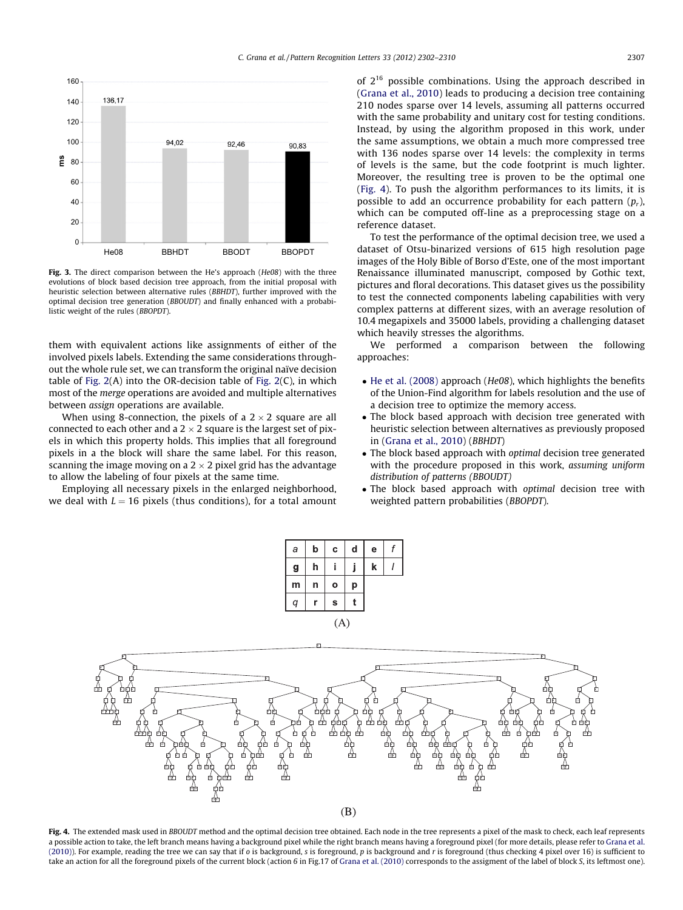160
140
120
100
80
60
40
20
0

ms

136,17
94,02
92,46
90,83

He08
BBHDT
BBODT
BBOPDT

**Fig. 3.** The direct comparison between the He's approach (*He08*) with the three evolutions of block based decision tree approach, from the initial proposal with heuristic selection between alternative rules (*BBHDT*), further improved with the optimal decision tree generation (*BBOUDT*) and finally enhanced with a probabilistic weight of the rules (*BBOPDT*).

them with equivalent actions like assignments of either of the involved pixels labels. Extending the same considerations throughout the whole rule set, we can transform the original naïve decision table of Fig. 2(A) into the OR-decision table of Fig. 2(C), in which most of the *merge* operations are avoided and multiple alternatives between *assign* operations are available.

When using 8-connection, the pixels of a $2 \times 2$ square are all connected to each other and a $2 \times 2$ square is the largest set of pixels in which this property holds. This implies that all foreground pixels in a the block will share the same label. For this reason, scanning the image moving on a $2 \times 2$ pixel grid has the advantage to allow the labeling of four pixels at the same time.

Employing all necessary pixels in the enlarged neighborhood, we deal with $L = 16$ pixels (thus conditions), for a total amount of $2^{16}$ possible combinations. Using the approach described in (Grana et al., 2010) leads to producing a decision tree containing 210 nodes sparse over 14 levels, assuming all patterns occurred with the same probability and unitary cost for testing conditions. Instead, by using the algorithm proposed in this work, under the same assumptions, we obtain a much more compressed tree with 136 nodes sparse over 14 levels: the complexity in terms of levels is the same, but the code footprint is much lighter. Moreover, the resulting tree is proven to be the optimal one (Fig. 4). To push the algorithm performances to its limits, it is possible to add an occurrence probability for each pattern ($p_r$), which can be computed off-line as a preprocessing stage on a reference dataset.

To test the performance of the optimal decision tree, we used a dataset of Otsu-binarized versions of 615 high resolution page images of the Holy Bible of Borso d'Este, one of the most important Renaissance illuminated manuscript, composed by Gothic text, pictures and floral decorations. This dataset gives us the possibility to test the connected components labeling capabilities with very complex patterns at different sizes, with an average resolution of 10.4 megapixels and 35000 labels, providing a challenging dataset which heavily stresses the algorithms.

We performed a comparison between the following approaches:

- He et al. (2008) approach (*He08*), which highlights the benefits of the Union-Find algorithm for labels resolution and the use of a decision tree to optimize the memory access.
- The block based approach with decision tree generated with heuristic selection between alternatives as previously proposed in (Grana et al., 2010) (*BBHDT*)
- The block based approach with *optimal* decision tree generated with the procedure proposed in this work, *assuming uniform distribution of patterns (BBOUDT)*
- The block based approach with *optimal* decision tree with weighted pattern probabilities (*BBOPDT*).

| | | | | | |
|---|---|---|---|---|---|
| *a* | **b** | **c** | **d** | **e** | *f* |
| **g** | **h** | **i** | **j** | **k** | *l* |
| **m** | **n** | **o** | **p** | | |
| *q* | **r** | **s** | **t** | | |

(A)

(B)

**Fig. 4.** The extended mask used in *BBOUDT* method and the optimal decision tree obtained. Each node in the tree represents a pixel of the mask to check, each leaf represents a possible action to take, the left branch means having a background pixel while the right branch means having a foreground pixel (for more details, please refer to Grana et al. (2010)). For example, reading the tree we can say that if *o* is background, *s* is foreground, *p* is background and *r* is foreground (thus checking 4 pixel over 16) is sufficient to take an action for all the foreground pixels of the current block (action 6 in Fig.17 of Grana et al. (2010) corresponds to the assigment of the label of block *S*, its leftmost one).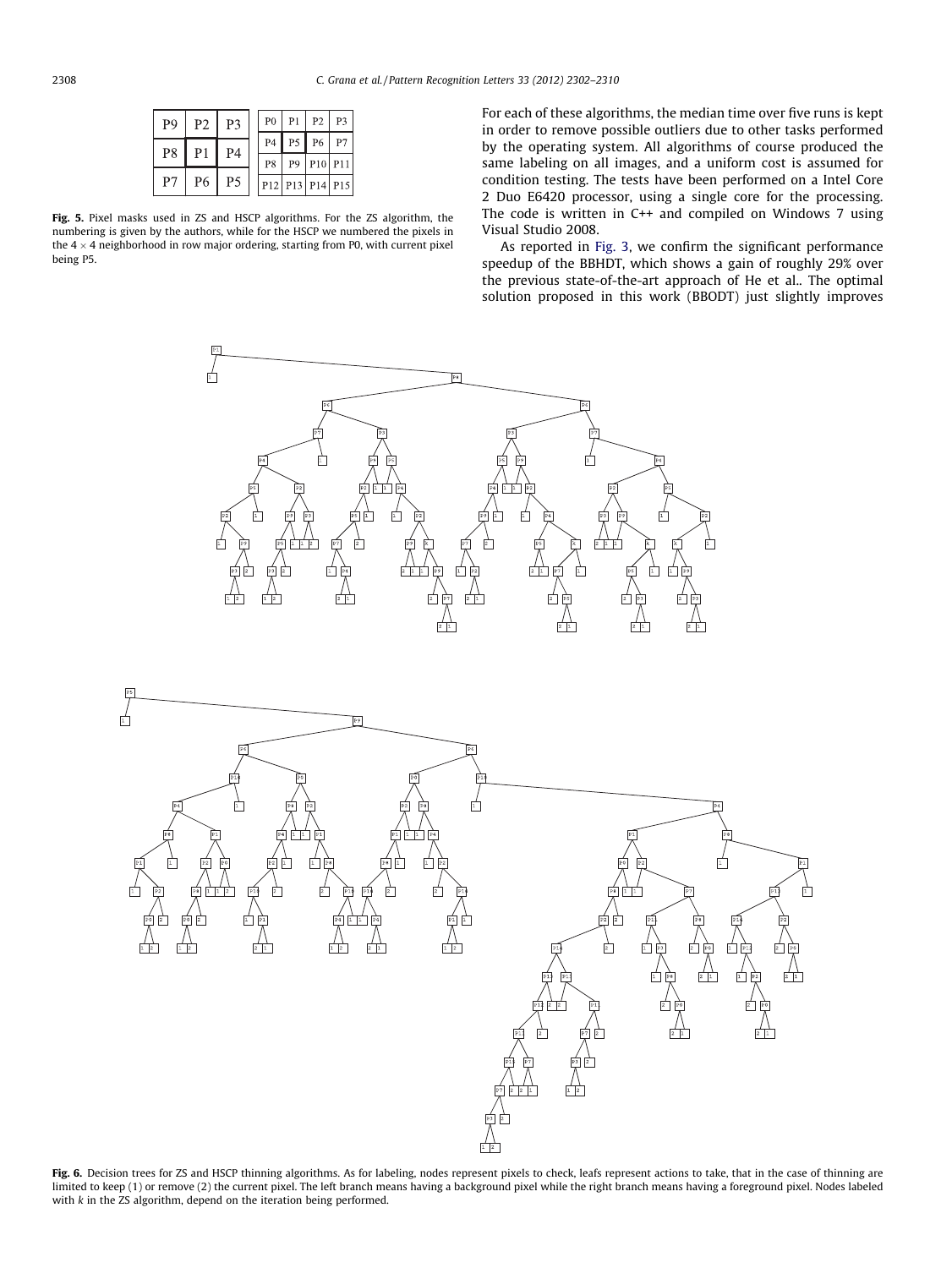| P9 | P2 | P3 |
|---|---|---|
| P8 | P1 | P4 |
| P7 | P6 | P5 |

| P0 | P1 | P2 | P3 |
|---|---|---|---|
| P4 | P5 | P6 | P7 |
| P8 | P9 | P10 | P11 |
| P12 | P13 | P14 | P15 |

**Fig. 5.** Pixel masks used in ZS and HSCP algorithms. For the ZS algorithm, the numbering is given by the authors, while for the HSCP we numbered the pixels in the $4 \times 4$ neighborhood in row major ordering, starting from P0, with current pixel being P5.

For each of these algorithms, the median time over five runs is kept in order to remove possible outliers due to other tasks performed by the operating system. All algorithms of course produced the same labeling on all images, and a uniform cost is assumed for condition testing. The tests have been performed on a Intel Core 2 Duo E6420 processor, using a single core for the processing. The code is written in C++ and compiled on Windows 7 using Visual Studio 2008.

As reported in Fig. 3, we confirm the significant performance speedup of the BBHDT, which shows a gain of roughly 29% over the previous state-of-the-art approach of He et al.. The optimal solution proposed in this work (BBODT) just slightly improves

**Fig. 6.** Decision trees for ZS and HSCP thinning algorithms. As for labeling, nodes represent pixels to check, leafs represent actions to take, that in the case of thinning are limited to keep (1) or remove (2) the current pixel. The left branch means having a background pixel while the right branch means having a foreground pixel. Nodes labeled with $k$ in the ZS algorithm, depend on the iteration being performed.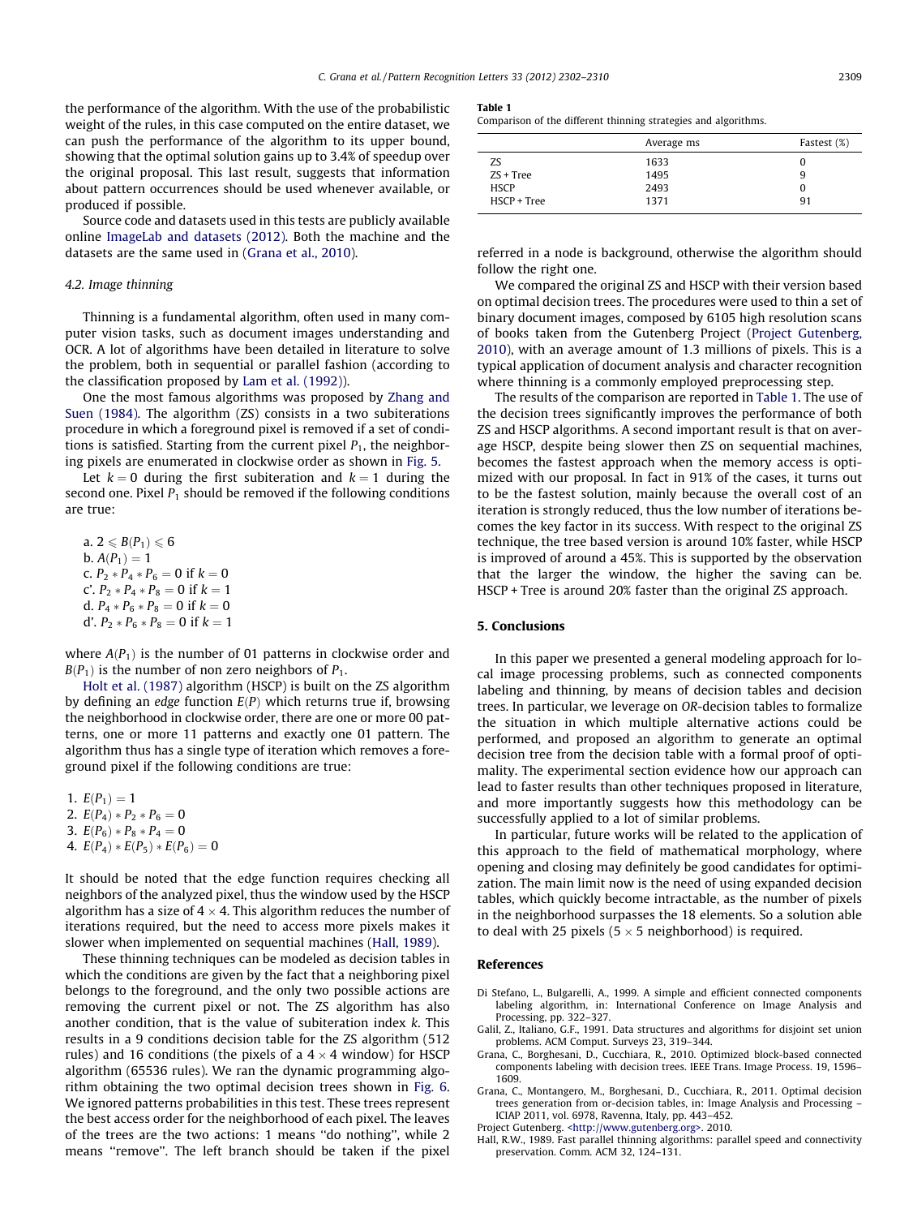the performance of the algorithm. With the use of the probabilistic weight of the rules, in this case computed on the entire dataset, we can push the performance of the algorithm to its upper bound, showing that the optimal solution gains up to 3.4% of speedup over the original proposal. This last result, suggests that information about pattern occurrences should be used whenever available, or produced if possible.

Source code and datasets used in this tests are publicly available online ImageLab and datasets (2012). Both the machine and the datasets are the same used in (Grana et al., 2010).

### 4.2. Image thinning

Thinning is a fundamental algorithm, often used in many computer vision tasks, such as document images understanding and OCR. A lot of algorithms have been detailed in literature to solve the problem, both in sequential or parallel fashion (according to the classification proposed by Lam et al. (1992)).

One the most famous algorithms was proposed by Zhang and Suen (1984). The algorithm (ZS) consists in a two subiterations procedure in which a foreground pixel is removed if a set of conditions is satisfied. Starting from the current pixel $P_1$, the neighboring pixels are enumerated in clockwise order as shown in Fig. 5.

Let $k = 0$ during the first subiteration and $k = 1$ during the second one. Pixel $P_1$ should be removed if the following conditions are true:

a. $2 \leqslant B(P_1) \leqslant 6$
b. $A(P_1) = 1$
c. $P_2 * P_4 * P_6 = 0$ if $k = 0$
c'. $P_2 * P_4 * P_8 = 0$ if $k = 1$
d. $P_4 * P_6 * P_8 = 0$ if $k = 0$
d'. $P_2 * P_6 * P_8 = 0$ if $k = 1$

where $A(P_1)$ is the number of 01 patterns in clockwise order and $B(P_1)$ is the number of non zero neighbors of $P_1$.

Holt et al. (1987) algorithm (HSCP) is built on the ZS algorithm by defining an *edge* function $E(P)$ which returns true if, browsing the neighborhood in clockwise order, there are one or more 00 patterns, one or more 11 patterns and exactly one 01 pattern. The algorithm thus has a single type of iteration which removes a foreground pixel if the following conditions are true:

1. $E(P_1) = 1$
2. $E(P_4) * P_2 * P_6 = 0$
3. $E(P_6) * P_8 * P_4 = 0$
4. $E(P_4) * E(P_5) * E(P_6) = 0$

It should be noted that the edge function requires checking all neighbors of the analyzed pixel, thus the window used by the HSCP algorithm has a size of $4 \times 4$. This algorithm reduces the number of iterations required, but the need to access more pixels makes it slower when implemented on sequential machines (Hall, 1989).

These thinning techniques can be modeled as decision tables in which the conditions are given by the fact that a neighboring pixel belongs to the foreground, and the only two possible actions are removing the current pixel or not. The ZS algorithm has also another condition, that is the value of subiteration index $k$. This results in a 9 conditions decision table for the ZS algorithm (512 rules) and 16 conditions (the pixels of a $4 \times 4$ window) for HSCP algorithm (65536 rules). We ran the dynamic programming algorithm obtaining the two optimal decision trees shown in Fig. 6. We ignored patterns probabilities in this test. These trees represent the best access order for the neighborhood of each pixel. The leaves of the trees are the two actions: 1 means "do nothing", while 2 means "remove". The left branch should be taken if the pixel referred in a node is background, otherwise the algorithm should follow the right one.

**Table 1**
Comparison of the different thinning strategies and algorithms.

| | Average ms | Fastest (%) |
|---|---|---|
| ZS | 1633 | 0 |
| ZS + Tree | 1495 | 9 |
| HSCP | 2493 | 0 |
| HSCP + Tree | 1371 | 91 |

We compared the original ZS and HSCP with their version based on optimal decision trees. The procedures were used to thin a set of binary document images, composed by 6105 high resolution scans of books taken from the Gutenberg Project (Project Gutenberg, 2010), with an average amount of 1.3 millions of pixels. This is a typical application of document analysis and character recognition where thinning is a commonly employed preprocessing step.

The results of the comparison are reported in Table 1. The use of the decision trees significantly improves the performance of both ZS and HSCP algorithms. A second important result is that on average HSCP, despite being slower then ZS on sequential machines, becomes the fastest approach when the memory access is optimized with our proposal. In fact in 91% of the cases, it turns out to be the fastest solution, mainly because the overall cost of an iteration is strongly reduced, thus the low number of iterations becomes the key factor in its success. With respect to the original ZS technique, the tree based version is around 10% faster, while HSCP is improved of around a 45%. This is supported by the observation that the larger the window, the higher the saving can be. HSCP + Tree is around 20% faster than the original ZS approach.

## 5. Conclusions

In this paper we presented a general modeling approach for local image processing problems, such as connected components labeling and thinning, by means of decision tables and decision trees. In particular, we leverage on *OR*-decision tables to formalize the situation in which multiple alternative actions could be performed, and proposed an algorithm to generate an optimal decision tree from the decision table with a formal proof of optimality. The experimental section evidence how our approach can lead to faster results than other techniques proposed in literature, and more importantly suggests how this methodology can be successfully applied to a lot of similar problems.

In particular, future works will be related to the application of this approach to the field of mathematical morphology, where opening and closing may definitely be good candidates for optimization. The main limit now is the need of using expanded decision tables, which quickly become intractable, as the number of pixels in the neighborhood surpasses the 18 elements. So a solution able to deal with 25 pixels ($5 \times 5$ neighborhood) is required.

## References

Di Stefano, L., Bulgarelli, A., 1999. A simple and efficient connected components labeling algorithm, in: International Conference on Image Analysis and Processing, pp. 322–327.

Galil, Z., Italiano, G.F., 1991. Data structures and algorithms for disjoint set union problems. ACM Comput. Surveys 23, 319–344.

Grana, C., Borghesani, D., Cucchiara, R., 2010. Optimized block-based connected components labeling with decision trees. IEEE Trans. Image Process. 19, 1596–1609.

Grana, C., Montangero, M., Borghesani, D., Cucchiara, R., 2011. Optimal decision trees generation from or-decision tables, in: Image Analysis and Processing – ICIAP 2011, vol. 6978, Ravenna, Italy, pp. 443–452.

Project Gutenberg. <http://www.gutenberg.org>. 2010.

Hall, R.W., 1989. Fast parallel thinning algorithms: parallel speed and connectivity preservation. Comm. ACM 32, 124–131.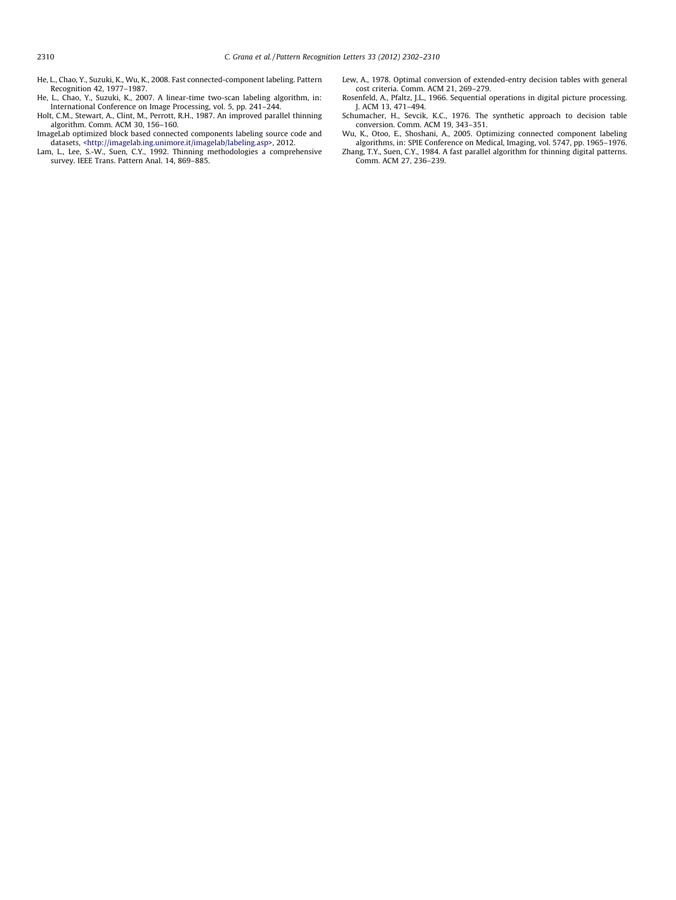He, L., Chao, Y., Suzuki, K., Wu, K., 2008. Fast connected-component labeling. Pattern Recognition 42, 1977–1987.

He, L., Chao, Y., Suzuki, K., 2007. A linear-time two-scan labeling algorithm, in: International Conference on Image Processing, vol. 5, pp. 241–244.

Holt, C.M., Stewart, A., Clint, M., Perrott, R.H., 1987. An improved parallel thinning algorithm. Comm. ACM 30, 156–160.

ImageLab optimized block based connected components labeling source code and datasets, <http://imagelab.ing.unimore.it/imagelab/labeling.asp>, 2012.

Lam, L., Lee, S.-W., Suen, C.Y., 1992. Thinning methodologies a comprehensive survey. IEEE Trans. Pattern Anal. 14, 869–885.

Lew, A., 1978. Optimal conversion of extended-entry decision tables with general cost criteria. Comm. ACM 21, 269–279.

Rosenfeld, A., Pfaltz, J.L., 1966. Sequential operations in digital picture processing. J. ACM 13, 471–494.

Schumacher, H., Sevcik, K.C., 1976. The synthetic approach to decision table conversion. Comm. ACM 19, 343–351.

Wu, K., Otoo, E., Shoshani, A., 2005. Optimizing connected component labeling algorithms, in: SPIE Conference on Medical, Imaging, vol. 5747, pp. 1965–1976.

Zhang, T.Y., Suen, C.Y., 1984. A fast parallel algorithm for thinning digital patterns. Comm. ACM 27, 236–239.